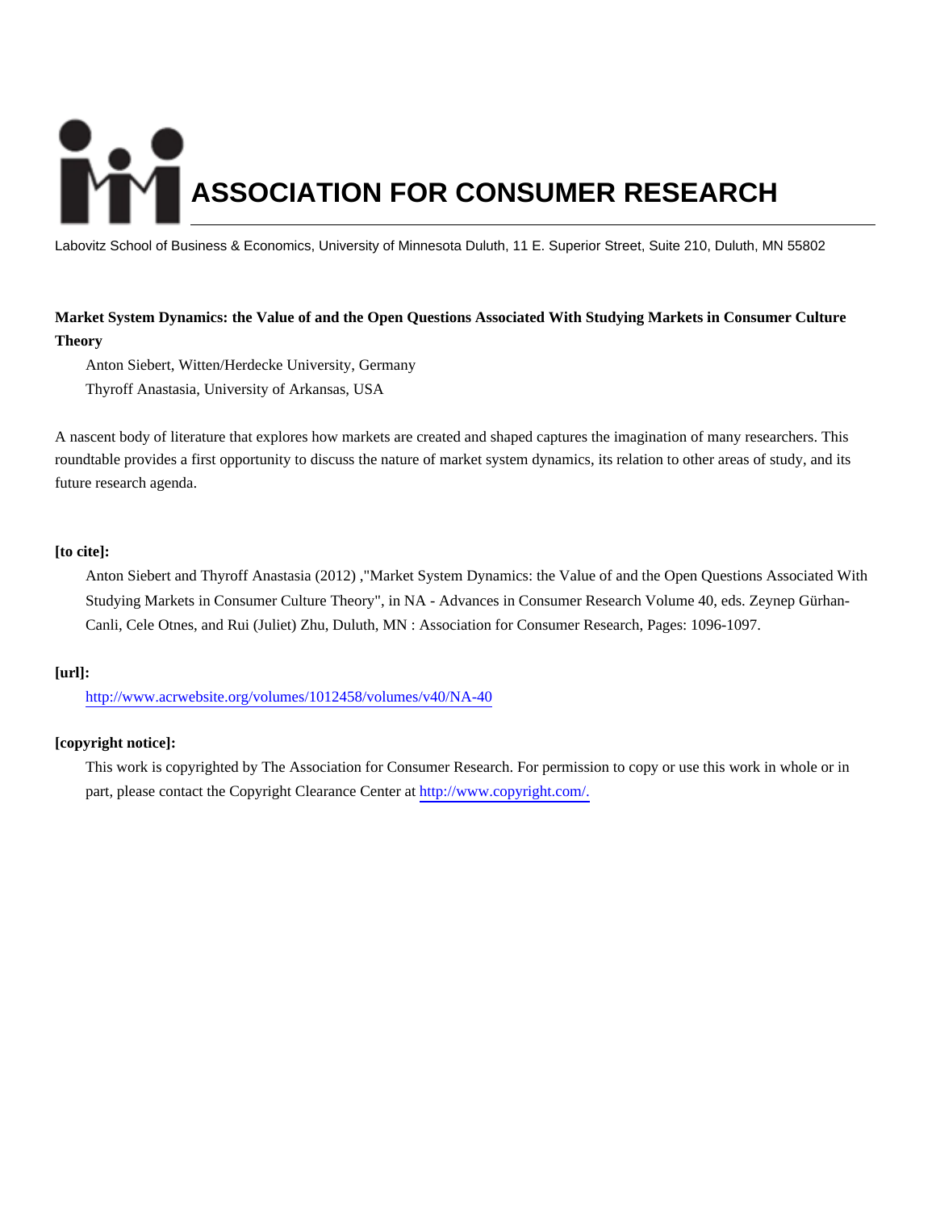# ASSOCIATION FOR CONSUMER RESEARCH

Labovitz School of Business & Economics, University of Minnesota Duluth, 11 E. Superior Street, Suite 210, Duluth, MN 55802

**Market System Dynamics: the Value of and the Open Questions Associated With Studying Markets in Consumer Culture Theory**

Anton Siebert, Witten/Herdecke University, Germany

Thyroff Anastasia, University of Arkansas, USA

A nascent body of literature that explores how markets are created and shaped captures the imagination of many researchers. This roundtable provides a first opportunity to discuss the nature of market system dynamics, its relation to other areas of study, and its future research agenda.

**[to cite]:**

Anton Siebert and Thyroff Anastasia (2012) ,"Market System Dynamics: the Value of and the Open Questions Associated With Studying Markets in Consumer Culture Theory", in NA - Advances in Consumer Research Volume 40, eds. Zeynep Gürhan-Canli, Cele Otnes, and Rui (Juliet) Zhu, Duluth, MN : Association for Consumer Research, Pages: 1096-1097.

**[url]:**

http://www.acrwebsite.org/volumes/1012458/volumes/v40/NA-40

**[copyright notice]:**

This work is copyrighted by The Association for Consumer Research. For permission to copy or use this work in whole or in part, please contact the Copyright Clearance Center at http://www.copyright.com/.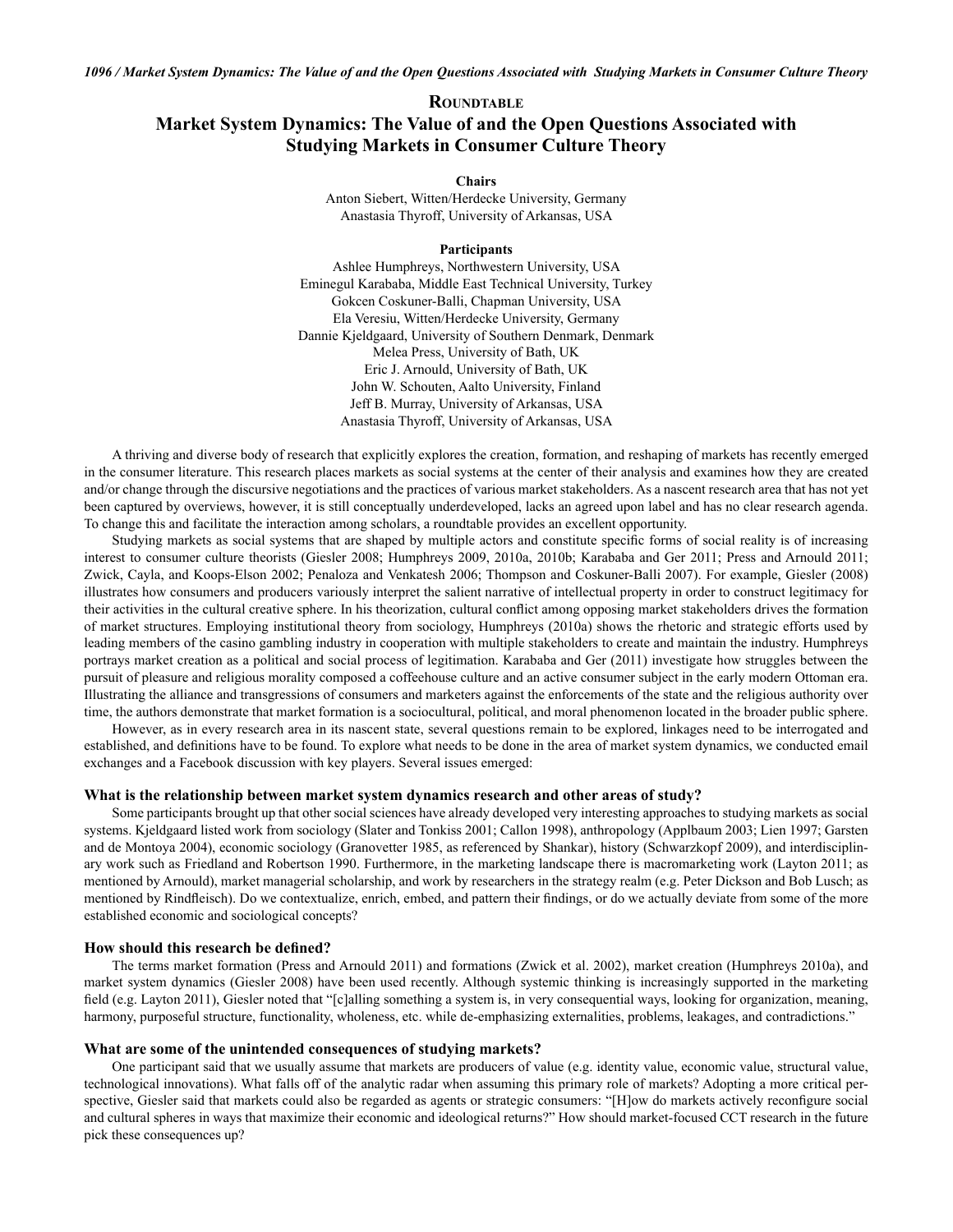# Roundtable

# Market System Dynamics: The Value of and the Open Questions Associated with Studying Markets in Consumer Culture Theory

**Chairs**

Anton Siebert, Witten/Herdecke University, Germany
Anastasia Thyroff, University of Arkansas, USA

**Participants**

Ashlee Humphreys, Northwestern University, USA
Eminegul Karababa, Middle East Technical University, Turkey
Gokcen Coskuner-Balli, Chapman University, USA
Ela Veresiu, Witten/Herdecke University, Germany
Dannie Kjeldgaard, University of Southern Denmark, Denmark
Melea Press, University of Bath, UK
Eric J. Arnould, University of Bath, UK
John W. Schouten, Aalto University, Finland
Jeff B. Murray, University of Arkansas, USA
Anastasia Thyroff, University of Arkansas, USA

A thriving and diverse body of research that explicitly explores the creation, formation, and reshaping of markets has recently emerged in the consumer literature. This research places markets as social systems at the center of their analysis and examines how they are created and/or change through the discursive negotiations and the practices of various market stakeholders. As a nascent research area that has not yet been captured by overviews, however, it is still conceptually underdeveloped, lacks an agreed upon label and has no clear research agenda. To change this and facilitate the interaction among scholars, a roundtable provides an excellent opportunity.

Studying markets as social systems that are shaped by multiple actors and constitute specific forms of social reality is of increasing interest to consumer culture theorists (Giesler 2008; Humphreys 2009, 2010a, 2010b; Karababa and Ger 2011; Press and Arnould 2011; Zwick, Cayla, and Koops-Elson 2002; Penaloza and Venkatesh 2006; Thompson and Coskuner-Balli 2007). For example, Giesler (2008) illustrates how consumers and producers variously interpret the salient narrative of intellectual property in order to construct legitimacy for their activities in the cultural creative sphere. In his theorization, cultural conflict among opposing market stakeholders drives the formation of market structures. Employing institutional theory from sociology, Humphreys (2010a) shows the rhetoric and strategic efforts used by leading members of the casino gambling industry in cooperation with multiple stakeholders to create and maintain the industry. Humphreys portrays market creation as a political and social process of legitimation. Karababa and Ger (2011) investigate how struggles between the pursuit of pleasure and religious morality composed a coffeehouse culture and an active consumer subject in the early modern Ottoman era. Illustrating the alliance and transgressions of consumers and marketers against the enforcements of the state and the religious authority over time, the authors demonstrate that market formation is a sociocultural, political, and moral phenomenon located in the broader public sphere.

However, as in every research area in its nascent state, several questions remain to be explored, linkages need to be interrogated and established, and definitions have to be found. To explore what needs to be done in the area of market system dynamics, we conducted email exchanges and a Facebook discussion with key players. Several issues emerged:

### What is the relationship between market system dynamics research and other areas of study?

Some participants brought up that other social sciences have already developed very interesting approaches to studying markets as social systems. Kjeldgaard listed work from sociology (Slater and Tonkiss 2001; Callon 1998), anthropology (Applbaum 2003; Lien 1997; Garsten and de Montoya 2004), economic sociology (Granovetter 1985, as referenced by Shankar), history (Schwarzkopf 2009), and interdisciplinary work such as Friedland and Robertson 1990. Furthermore, in the marketing landscape there is macromarketing work (Layton 2011; as mentioned by Arnould), market managerial scholarship, and work by researchers in the strategy realm (e.g. Peter Dickson and Bob Lusch; as mentioned by Rindfleisch). Do we contextualize, enrich, embed, and pattern their findings, or do we actually deviate from some of the more established economic and sociological concepts?

### How should this research be defined?

The terms market formation (Press and Arnould 2011) and formations (Zwick et al. 2002), market creation (Humphreys 2010a), and market system dynamics (Giesler 2008) have been used recently. Although systemic thinking is increasingly supported in the marketing field (e.g. Layton 2011), Giesler noted that "[c]alling something a system is, in very consequential ways, looking for organization, meaning, harmony, purposeful structure, functionality, wholeness, etc. while de-emphasizing externalities, problems, leakages, and contradictions."

### What are some of the unintended consequences of studying markets?

One participant said that we usually assume that markets are producers of value (e.g. identity value, economic value, structural value, technological innovations). What falls off of the analytic radar when assuming this primary role of markets? Adopting a more critical perspective, Giesler said that markets could also be regarded as agents or strategic consumers: "[H]ow do markets actively reconfigure social and cultural spheres in ways that maximize their economic and ideological returns?" How should market-focused CCT research in the future pick these consequences up?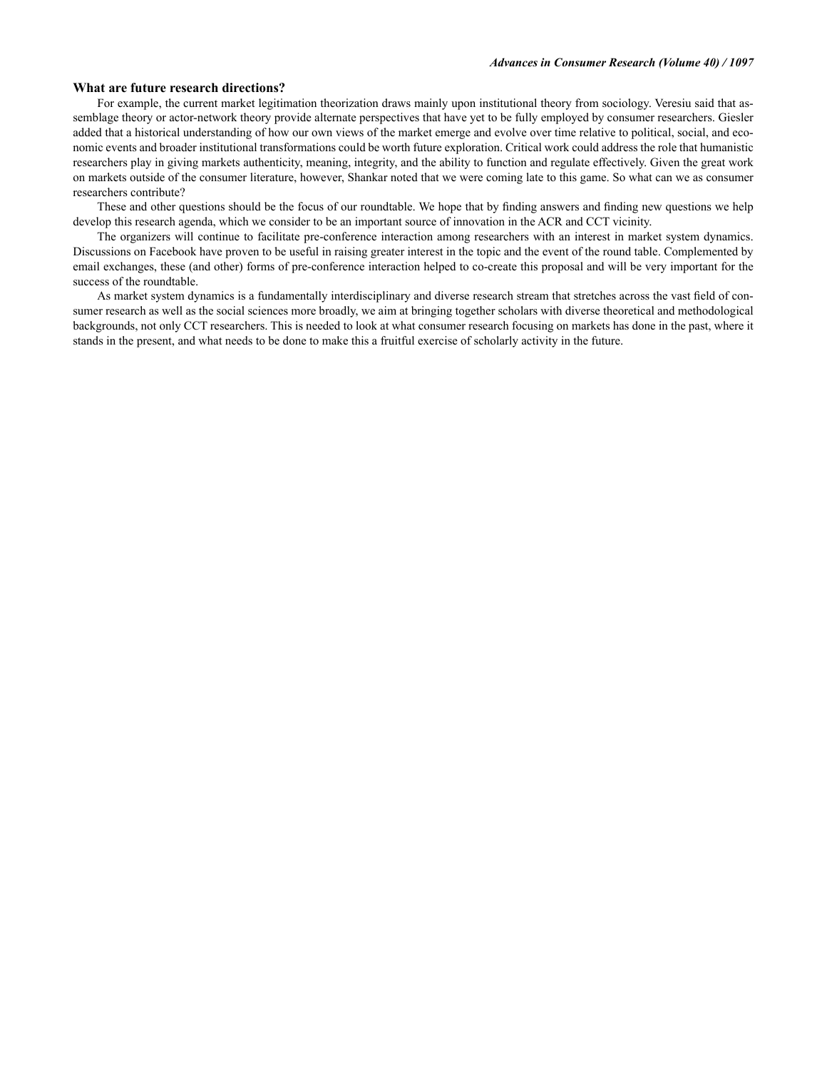### What are future research directions?

For example, the current market legitimation theorization draws mainly upon institutional theory from sociology. Veresiu said that assemblage theory or actor-network theory provide alternate perspectives that have yet to be fully employed by consumer researchers. Giesler added that a historical understanding of how our own views of the market emerge and evolve over time relative to political, social, and economic events and broader institutional transformations could be worth future exploration. Critical work could address the role that humanistic researchers play in giving markets authenticity, meaning, integrity, and the ability to function and regulate effectively. Given the great work on markets outside of the consumer literature, however, Shankar noted that we were coming late to this game. So what can we as consumer researchers contribute?

These and other questions should be the focus of our roundtable. We hope that by finding answers and finding new questions we help develop this research agenda, which we consider to be an important source of innovation in the ACR and CCT vicinity.

The organizers will continue to facilitate pre-conference interaction among researchers with an interest in market system dynamics. Discussions on Facebook have proven to be useful in raising greater interest in the topic and the event of the round table. Complemented by email exchanges, these (and other) forms of pre-conference interaction helped to co-create this proposal and will be very important for the success of the roundtable.

As market system dynamics is a fundamentally interdisciplinary and diverse research stream that stretches across the vast field of consumer research as well as the social sciences more broadly, we aim at bringing together scholars with diverse theoretical and methodological backgrounds, not only CCT researchers. This is needed to look at what consumer research focusing on markets has done in the past, where it stands in the present, and what needs to be done to make this a fruitful exercise of scholarly activity in the future.